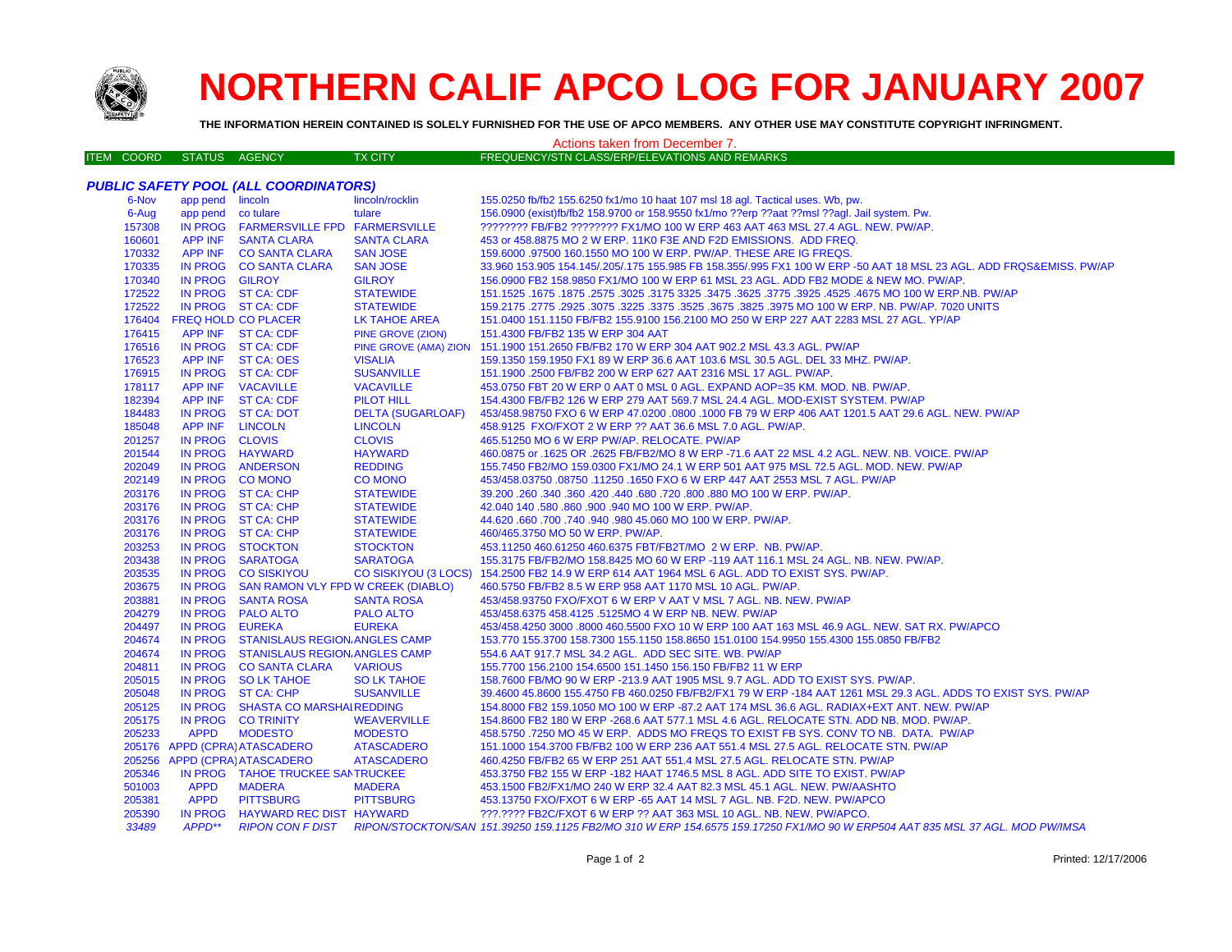# NORTHERN CALIF APCO LOG FOR JANUARY 2007

**THE INFORMATION HEREIN CONTAINED IS SOLELY FURNISHED FOR THE USE OF APCO MEMBERS. ANY OTHER USE MAY CONSTITUTE COPYRIGHT INFRINGMENT.**

Actions taken from December 7.

### *PUBLIC SAFETY POOL (ALL COORDINATORS)*

| ITEM COORD | STATUS | AGENCY | TX CITY | FREQUENCY/STN CLASS/ERP/ELEVATIONS AND REMARKS |
|---|---|---|---|---|
| 6-Nov | app pend | lincoln | lincoln/rocklin | 155.0250 fb/fb2 155.6250 fx1/mo 10 haat 107 msl 18 agl. Tactical uses. Wb, pw. |
| 6-Aug | app pend | co tulare | tulare | 156.0900 (exist)fb/fb2 158.9700 or 158.9550 fx1/mo ??erp ??aat ??msl ??agl. Jail system. Pw. |
| 157308 | IN PROG | FARMERSVILLE FPD | FARMERSVILLE | ???????? FB/FB2 ???????? FX1/MO 100 W ERP 463 AAT 463 MSL 27.4 AGL. NEW. PW/AP. |
| 160601 | APP INF | SANTA CLARA | SANTA CLARA | 453 or 458.8875 MO 2 W ERP. 11K0 F3E AND F2D EMISSIONS. ADD FREQ. |
| 170332 | APP INF | CO SANTA CLARA | SAN JOSE | 159.6000 .97500 160.1550 MO 100 W ERP. PW/AP. THESE ARE IG FREQS. |
| 170335 | IN PROG | CO SANTA CLARA | SAN JOSE | 33.960 153.905 154.145/.205/.175 155.985 FB 158.355/.995 FX1 100 W ERP -50 AAT 18 MSL 23 AGL. ADD FRQS&EMISS. PW/AP |
| 170340 | IN PROG | GILROY | GILROY | 156.0900 FB2 158.9850 FX1/MO 100 W ERP 61 MSL 23 AGL. ADD FB2 MODE & NEW MO. PW/AP. |
| 172522 | IN PROG | ST CA: CDF | STATEWIDE | 151.1525 .1675 .1875 .2575 .3025 .3175 3325 .3475 .3625 .3775 .3925 .4525 .4675 MO 100 W ERP.NB. PW/AP |
| 172522 | IN PROG | ST CA: CDF | STATEWIDE | 159.2175 .2775 .2925 .3075 .3225 .3375 .3525 .3675 .3825 .3975 MO 100 W ERP. NB. PW/AP. 7020 UNITS |
| 176404 | FREQ HOLD | CO PLACER | LK TAHOE AREA | 151.0400 151.1150 FB/FB2 155.9100 156.2100 MO 250 W ERP 227 AAT 2283 MSL 27 AGL. YP/AP |
| 176415 | APP INF | ST CA: CDF | PINE GROVE (ZION) | 151.4300 FB/FB2 135 W ERP 304 AAT |
| 176516 | IN PROG | ST CA: CDF | PINE GROVE (AMA) ZION | 151.1900 151.2650 FB/FB2 170 W ERP 304 AAT 902.2 MSL 43.3 AGL. PW/AP |
| 176523 | APP INF | ST CA: OES | VISALIA | 159.1350 159.1950 FX1 89 W ERP 36.6 AAT 103.6 MSL 30.5 AGL. DEL 33 MHZ. PW/AP. |
| 176915 | IN PROG | ST CA: CDF | SUSANVILLE | 151.1900 .2500 FB/FB2 200 W ERP 627 AAT 2316 MSL 17 AGL. PW/AP. |
| 178117 | APP INF | VACAVILLE | VACAVILLE | 453.0750 FBT 20 W ERP 0 AAT 0 MSL 0 AGL. EXPAND AOP=35 KM. MOD. NB. PW/AP. |
| 182394 | APP INF | ST CA: CDF | PILOT HILL | 154.4300 FB/FB2 126 W ERP 279 AAT 569.7 MSL 24.4 AGL. MOD-EXIST SYSTEM. PW/AP |
| 184483 | IN PROG | ST CA: DOT | DELTA (SUGARLOAF) | 453/458.98750 FXO 6 W ERP 47.0200 .0800 .1000 FB 79 W ERP 406 AAT 1201.5 AAT 29.6 AGL. NEW. PW/AP |
| 185048 | APP INF | LINCOLN | LINCOLN | 458.9125 FXO/FXOT 2 W ERP ?? AAT 36.6 MSL 7.0 AGL. PW/AP. |
| 201257 | IN PROG | CLOVIS | CLOVIS | 465.51250 MO 6 W ERP PW/AP. RELOCATE. PW/AP |
| 201544 | IN PROG | HAYWARD | HAYWARD | 460.0875 or .1625 OR .2625 FB/FB2/MO 8 W ERP -71.6 AAT 22 MSL 4.2 AGL. NEW. NB. VOICE. PW/AP |
| 202049 | IN PROG | ANDERSON | REDDING | 155.7450 FB2/MO 159.0300 FX1/MO 24.1 W ERP 501 AAT 975 MSL 72.5 AGL. MOD. NEW. PW/AP |
| 202149 | IN PROG | CO MONO | CO MONO | 453/458.03750 .08750 .11250 .1650 FXO 6 W ERP 447 AAT 2553 MSL 7 AGL. PW/AP |
| 203176 | IN PROG | ST CA: CHP | STATEWIDE | 39.200 .260 .340 .360 .420 .440 .680 .720 .800 .880 MO 100 W ERP. PW/AP. |
| 203176 | IN PROG | ST CA: CHP | STATEWIDE | 42.040 140 .580 .860 .900 .940 MO 100 W ERP. PW/AP. |
| 203176 | IN PROG | ST CA: CHP | STATEWIDE | 44.620 .660 .700 .740 .940 .980 45.060 MO 100 W ERP. PW/AP. |
| 203176 | IN PROG | ST CA: CHP | STATEWIDE | 460/465.3750 MO 50 W ERP. PW/AP. |
| 203253 | IN PROG | STOCKTON | STOCKTON | 453.11250 460.61250 460.6375 FBT/FB2T/MO 2 W ERP. NB. PW/AP. |
| 203438 | IN PROG | SARATOGA | SARATOGA | 155.3175 FB/FB2/MO 158.8425 MO 60 W ERP -119 AAT 116.1 MSL 24 AGL. NB. NEW. PW/AP. |
| 203535 | IN PROG | CO SISKIYOU | CO SISKIYOU (3 LOCS) | 154.2500 FB2 14.9 W ERP 614 AAT 1964 MSL 6 AGL. ADD TO EXIST SYS. PW/AP. |
| 203675 | IN PROG | SAN RAMON VLY FPD | W CREEK (DIABLO) | 460.5750 FB/FB2 8.5 W ERP 958 AAT 1170 MSL 10 AGL. PW/AP. |
| 203881 | IN PROG | SANTA ROSA | SANTA ROSA | 453/458.93750 FXO/FXOT 6 W ERP V AAT V MSL 7 AGL. NB. NEW. PW/AP |
| 204279 | IN PROG | PALO ALTO | PALO ALTO | 453/458.6375 458.4125 .5125MO 4 W ERP NB. NEW. PW/AP |
| 204497 | IN PROG | EUREKA | EUREKA | 453/458.4250 3000 .8000 460.5500 FXO 10 W ERP 100 AAT 163 MSL 46.9 AGL. NEW. SAT RX. PW/APCO |
| 204674 | IN PROG | STANISLAUS REGIONAL | ANGLES CAMP | 153.770 155.3700 158.7300 155.1150 158.8650 151.0100 154.9950 155.4300 155.0850 FB/FB2 |
| 204674 | IN PROG | STANISLAUS REGIONAL | ANGLES CAMP | 554.6 AAT 917.7 MSL 34.2 AGL. ADD SEC SITE. WB. PW/AP |
| 204811 | IN PROG | CO SANTA CLARA | VARIOUS | 155.7700 156.2100 154.6500 151.1450 156.150 FB/FB2 11 W ERP |
| 205015 | IN PROG | SO LK TAHOE | SO LK TAHOE | 158.7600 FB/MO 90 W ERP -213.9 AAT 1905 MSL 9.7 AGL. ADD TO EXIST SYS. PW/AP. |
| 205048 | IN PROG | ST CA: CHP | SUSANVILLE | 39.4600 45.8600 155.4750 FB 460.0250 FB/FB2/FX1 79 W ERP -184 AAT 1261 MSL 29.3 AGL. ADDS TO EXIST SYS. PW/AP |
| 205125 | IN PROG | SHASTA CO MARSHAL | REDDING | 154.8000 FB2 159.1050 MO 100 W ERP -87.2 AAT 174 MSL 36.6 AGL. RADIAX+EXT ANT. NEW. PW/AP |
| 205175 | IN PROG | CO TRINITY | WEAVERVILLE | 154.8600 FB2 180 W ERP -268.6 AAT 577.1 MSL 4.6 AGL. RELOCATE STN. ADD NB. MOD. PW/AP. |
| 205233 | APPD | MODESTO | MODESTO | 458.5750 .7250 MO 45 W ERP. ADDS MO FREQS TO EXIST FB SYS. CONV TO NB. DATA. PW/AP |
| 205176 | APPD (CPRA) | ATASCADERO | ATASCADERO | 151.1000 154.3700 FB/FB2 100 W ERP 236 AAT 551.4 MSL 27.5 AGL. RELOCATE STN. PW/AP |
| 205256 | APPD (CPRA) | ATASCADERO | ATASCADERO | 460.4250 FB/FB2 65 W ERP 251 AAT 551.4 MSL 27.5 AGL. RELOCATE STN. PW/AP |
| 205346 | IN PROG | TAHOE TRUCKEE SAN | TRUCKEE | 453.3750 FB2 155 W ERP -182 HAAT 1746.5 MSL 8 AGL. ADD SITE TO EXIST. PW/AP |
| 501003 | APPD | MADERA | MADERA | 453.1500 FB2/FX1/MO 240 W ERP 32.4 AAT 82.3 MSL 45.1 AGL. NEW. PW/AASHTO |
| 205381 | APPD | PITTSBURG | PITTSBURG | 453.13750 FXO/FXOT 6 W ERP -65 AAT 14 MSL 7 AGL. NB. F2D. NEW. PW/APCO |
| 205390 | IN PROG | HAYWARD REC DIST | HAYWARD | ???.???? FB2C/FXOT 6 W ERP ?? AAT 363 MSL 10 AGL. NB. NEW. PW/APCO. |
| *33489* | *APPD\*\** | *RIPON CON F DIST* | *RIPON/STOCKTON/SAN* | *151.39250 159.1125 FB2/MO 310 W ERP 154.6575 159.17250 FX1/MO 90 W ERP504 AAT 835 MSL 37 AGL. MOD PW/IMSA* |

Printed: 12/17/2006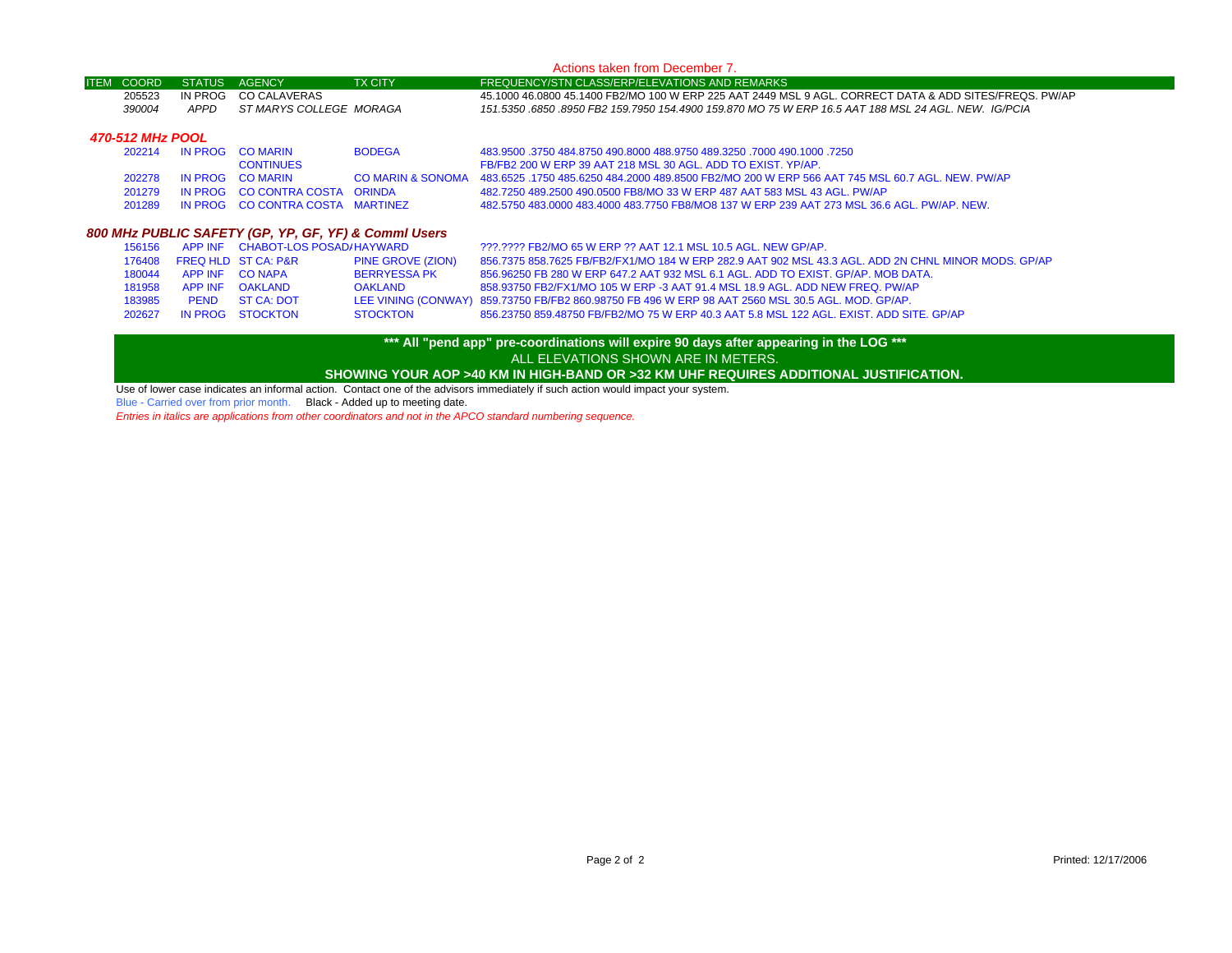Actions taken from December 7.

| ITEM | COORD | STATUS | AGENCY | TX CITY | FREQUENCY/STN CLASS/ERP/ELEVATIONS AND REMARKS |
|---|---|---|---|---|---|
| | 205523 | IN PROG | CO CALAVERAS | | 45.1000 46.0800 45.1400 FB2/MO 100 W ERP 225 AAT 2449 MSL 9 AGL. CORRECT DATA & ADD SITES/FREQS. PW/AP |
| | *390004* | *APPD* | *ST MARYS COLLEGE* | *MORAGA* | *151.5350 .6850 .8950 FB2 159.7950 154.4900 159.870 MO 75 W ERP 16.5 AAT 188 MSL 24 AGL. NEW. IG/PCIA* |

### *470-512 MHz POOL*

| ITEM | COORD | STATUS | AGENCY | TX CITY | FREQUENCY/STN CLASS/ERP/ELEVATIONS AND REMARKS |
|---|---|---|---|---|---|
| | 202214 | IN PROG | CO MARIN | BODEGA | 483.9500 .3750 484.8750 490.8000 488.9750 489.3250 .7000 490.1000 .7250 |
| | | | CONTINUES | | FB/FB2 200 W ERP 39 AAT 218 MSL 30 AGL. ADD TO EXIST. YP/AP. |
| | 202278 | IN PROG | CO MARIN | CO MARIN & SONOMA | 483.6525 .1750 485.6250 484.2000 489.8500 FB2/MO 200 W ERP 566 AAT 745 MSL 60.7 AGL. NEW. PW/AP |
| | 201279 | IN PROG | CO CONTRA COSTA | ORINDA | 482.7250 489.2500 490.0500 FB8/MO 33 W ERP 487 AAT 583 MSL 43 AGL. PW/AP |
| | 201289 | IN PROG | CO CONTRA COSTA | MARTINEZ | 482.5750 483.0000 483.4000 483.7750 FB8/MO8 137 W ERP 239 AAT 273 MSL 36.6 AGL. PW/AP. NEW. |

### *800 MHz PUBLIC SAFETY (GP, YP, GF, YF) & Comml Users*

| ITEM | COORD | STATUS | AGENCY | TX CITY | FREQUENCY/STN CLASS/ERP/ELEVATIONS AND REMARKS |
|---|---|---|---|---|---|
| | 156156 | APP INF | CHABOT-LOS POSAD/ | HAYWARD | ???.???? FB2/MO 65 W ERP ?? AAT 12.1 MSL 10.5 AGL. NEW GP/AP. |
| | 176408 | FREQ HLD | ST CA: P&R | PINE GROVE (ZION) | 856.7375 858.7625 FB/FB2/FX1/MO 184 W ERP 282.9 AAT 902 MSL 43.3 AGL. ADD 2N CHNL MINOR MODS. GP/AP |
| | 180044 | APP INF | CO NAPA | BERRYESSA PK | 856.96250 FB 280 W ERP 647.2 AAT 932 MSL 6.1 AGL. ADD TO EXIST. GP/AP. MOB DATA. |
| | 181958 | APP INF | OAKLAND | OAKLAND | 858.93750 FB2/FX1/MO 105 W ERP -3 AAT 91.4 MSL 18.9 AGL. ADD NEW FREQ. PW/AP |
| | 183985 | PEND | ST CA: DOT | LEE VINING (CONWAY) | 859.73750 FB/FB2 860.98750 FB 496 W ERP 98 AAT 2560 MSL 30.5 AGL. MOD. GP/AP. |
| | 202627 | IN PROG | STOCKTON | STOCKTON | 856.23750 859.48750 FB/FB2/MO 75 W ERP 40.3 AAT 5.8 MSL 122 AGL. EXIST. ADD SITE. GP/AP |

**\*\*\* All "pend app" pre-coordinations will expire 90 days after appearing in the LOG \*\*\***

ALL ELEVATIONS SHOWN ARE IN METERS.

**SHOWING YOUR AOP >40 KM IN HIGH-BAND OR >32 KM UHF REQUIRES ADDITIONAL JUSTIFICATION.**

Use of lower case indicates an informal action. Contact one of the advisors immediately if such action would impact your system.

Blue - Carried over from prior month. Black - Added up to meeting date.

*Entries in italics are applications from other coordinators and not in the APCO standard numbering sequence.*

Printed: 12/17/2006